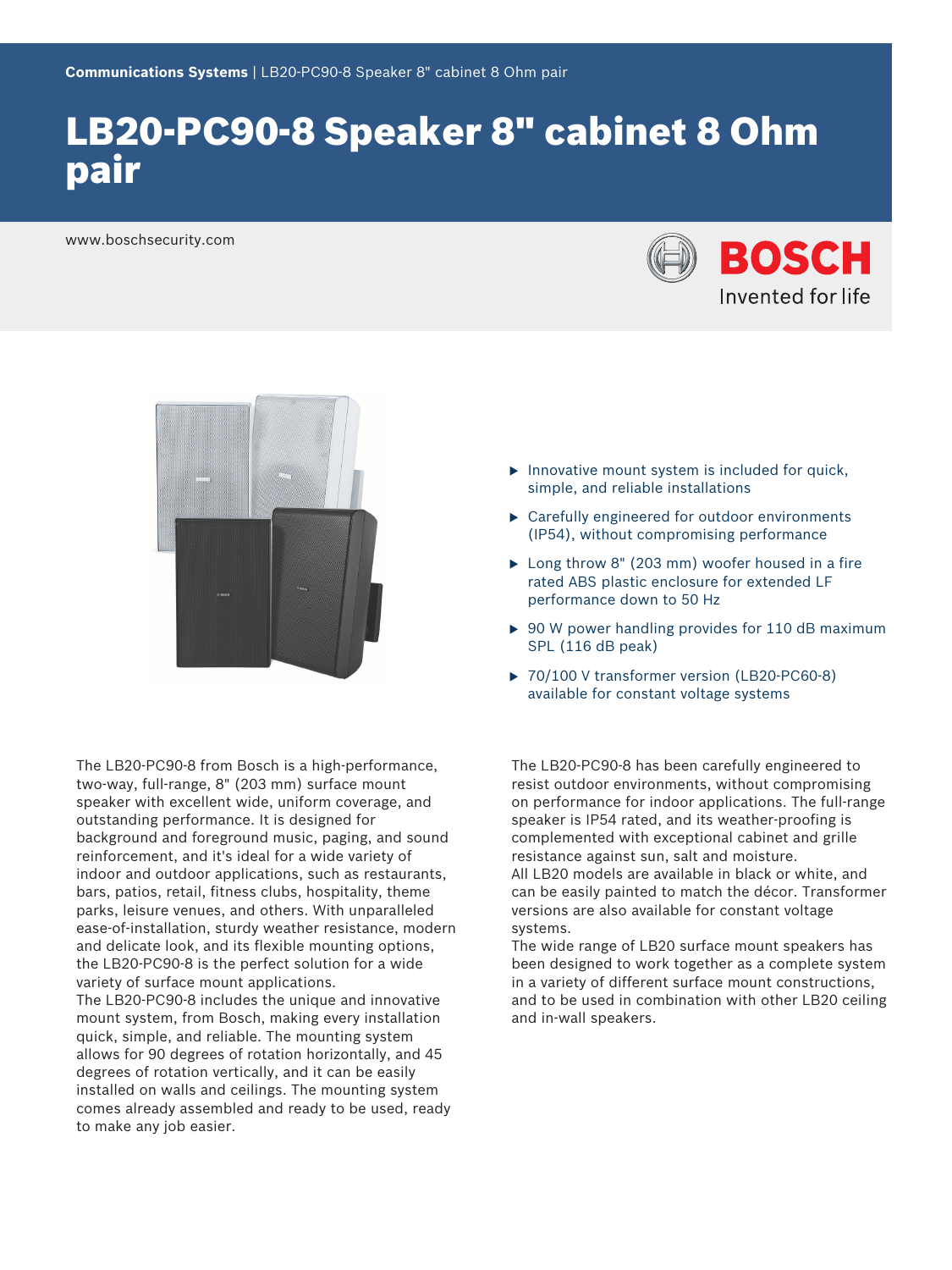Communications Systems | LB20-PC90-8 Speaker 8" cabinet 8 Ohm pair

# LB20-PC90-8 Speaker 8" cabinet 8 Ohm pair

www.boschsecurity.com

- Innovative mount system is included for quick, simple, and reliable installations
- Carefully engineered for outdoor environments (IP54), without compromising performance
- Long throw 8" (203 mm) woofer housed in a fire rated ABS plastic enclosure for extended LF performance down to 50 Hz
- 90 W power handling provides for 110 dB maximum SPL (116 dB peak)
- 70/100 V transformer version (LB20-PC60-8) available for constant voltage systems

The LB20-PC90-8 from Bosch is a high-performance, two-way, full-range, 8" (203 mm) surface mount speaker with excellent wide, uniform coverage, and outstanding performance. It is designed for background and foreground music, paging, and sound reinforcement, and it's ideal for a wide variety of indoor and outdoor applications, such as restaurants, bars, patios, retail, fitness clubs, hospitality, theme parks, leisure venues, and others. With unparalleled ease-of-installation, sturdy weather resistance, modern and delicate look, and its flexible mounting options, the LB20-PC90-8 is the perfect solution for a wide variety of surface mount applications.
The LB20-PC90-8 includes the unique and innovative mount system, from Bosch, making every installation quick, simple, and reliable. The mounting system allows for 90 degrees of rotation horizontally, and 45 degrees of rotation vertically, and it can be easily installed on walls and ceilings. The mounting system comes already assembled and ready to be used, ready to make any job easier.

The LB20-PC90-8 has been carefully engineered to resist outdoor environments, without compromising on performance for indoor applications. The full-range speaker is IP54 rated, and its weather-proofing is complemented with exceptional cabinet and grille resistance against sun, salt and moisture.
All LB20 models are available in black or white, and can be easily painted to match the décor. Transformer versions are also available for constant voltage systems.
The wide range of LB20 surface mount speakers has been designed to work together as a complete system in a variety of different surface mount constructions, and to be used in combination with other LB20 ceiling and in-wall speakers.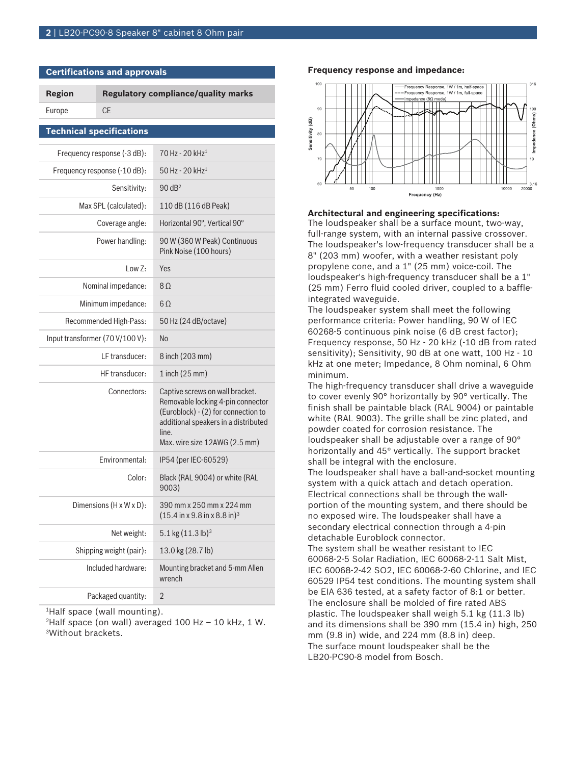## Certifications and approvals

| Region | Regulatory compliance/quality marks |
| --- | --- |
| Europe | CE |

## Technical specifications

| | |
| --- | --- |
| Frequency response (-3 dB): | 70 Hz - 20 kHz[1] |
| Frequency response (-10 dB): | 50 Hz - 20 kHz[1] |
| Sensitivity: | 90 dB[2] |
| Max SPL (calculated): | 110 dB (116 dB Peak) |
| Coverage angle: | Horizontal 90°, Vertical 90° |
| Power handling: | 90 W (360 W Peak) Continuous Pink Noise (100 hours) |
| Low Z: | Yes |
| Nominal impedance: | 8 Ω |
| Minimum impedance: | 6 Ω |
| Recommended High-Pass: | 50 Hz (24 dB/octave) |
| Input transformer (70 V/100 V): | No |
| LF transducer: | 8 inch (203 mm) |
| HF transducer: | 1 inch (25 mm) |
| Connectors: | Captive screws on wall bracket. Removable locking 4-pin connector (Euroblock) - (2) for connection to additional speakers in a distributed line. Max. wire size 12AWG (2.5 mm) |
| Environmental: | IP54 (per IEC-60529) |
| Color: | Black (RAL 9004) or white (RAL 9003) |
| Dimensions (H x W x D): | 390 mm x 250 mm x 224 mm (15.4 in x 9.8 in x 8.8 in)[3] |
| Net weight: | 5.1 kg (11.3 lb)[3] |
| Shipping weight (pair): | 13.0 kg (28.7 lb) |
| Included hardware: | Mounting bracket and 5-mm Allen wrench |
| Packaged quantity: | 2 |

[1]Half space (wall mounting).
[2]Half space (on wall) averaged 100 Hz – 10 kHz, 1 W.
[3]Without brackets.

### Frequency response and impedance:

### Architectural and engineering specifications:

The loudspeaker shall be a surface mount, two-way, full-range system, with an internal passive crossover. The loudspeaker's low-frequency transducer shall be a 8" (203 mm) woofer, with a weather resistant poly propylene cone, and a 1" (25 mm) voice-coil. The loudspeaker's high-frequency transducer shall be a 1" (25 mm) Ferro fluid cooled driver, coupled to a baffle-integrated waveguide.

The loudspeaker system shall meet the following performance criteria: Power handling, 90 W of IEC 60268-5 continuous pink noise (6 dB crest factor); Frequency response, 50 Hz - 20 kHz (-10 dB from rated sensitivity); Sensitivity, 90 dB at one watt, 100 Hz - 10 kHz at one meter; Impedance, 8 Ohm nominal, 6 Ohm minimum.

The high-frequency transducer shall drive a waveguide to cover evenly 90° horizontally by 90° vertically. The finish shall be paintable black (RAL 9004) or paintable white (RAL 9003). The grille shall be zinc plated, and powder coated for corrosion resistance. The loudspeaker shall be adjustable over a range of 90° horizontally and 45° vertically. The support bracket shall be integral with the enclosure.

The loudspeaker shall have a ball-and-socket mounting system with a quick attach and detach operation. Electrical connections shall be through the wall-portion of the mounting system, and there should be no exposed wire. The loudspeaker shall have a secondary electrical connection through a 4-pin detachable Euroblock connector.

The system shall be weather resistant to IEC 60068-2-5 Solar Radiation, IEC 60068-2-11 Salt Mist, IEC 60068-2-42 SO2, IEC 60068-2-60 Chlorine, and IEC 60529 IP54 test conditions. The mounting system shall be EIA 636 tested, at a safety factor of 8:1 or better. The enclosure shall be molded of fire rated ABS plastic. The loudspeaker shall weigh 5.1 kg (11.3 lb) and its dimensions shall be 390 mm (15.4 in) high, 250 mm (9.8 in) wide, and 224 mm (8.8 in) deep.

The surface mount loudspeaker shall be the LB20-PC90-8 model from Bosch.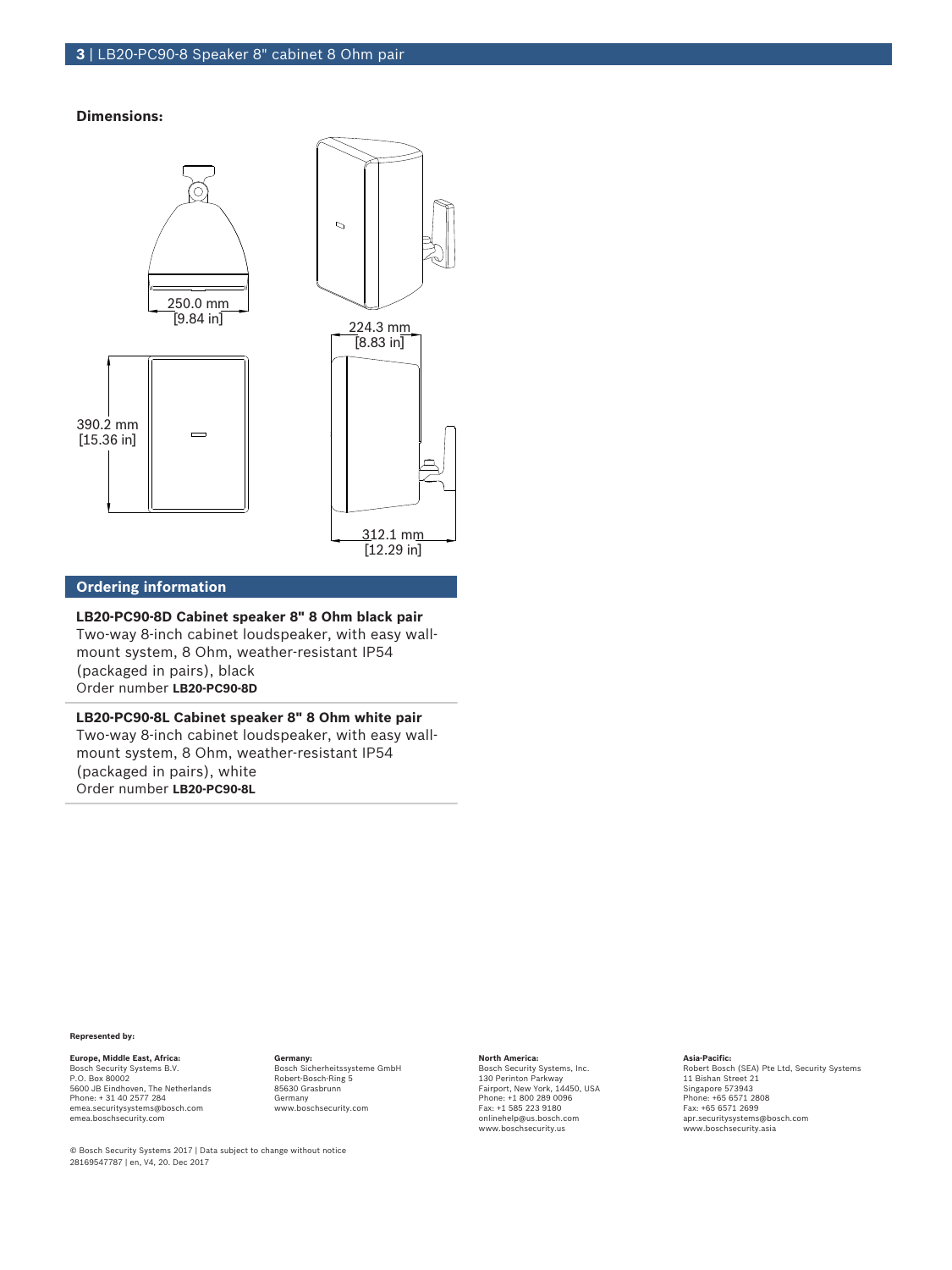**Dimensions:**

250.0 mm
[9.84 in]

224.3 mm
[8.83 in]

390.2 mm
[15.36 in]

312.1 mm
[12.29 in]

## Ordering information

**LB20-PC90-8D Cabinet speaker 8" 8 Ohm black pair**
Two-way 8-inch cabinet loudspeaker, with easy wall-mount system, 8 Ohm, weather-resistant IP54 (packaged in pairs), black
Order number **LB20-PC90-8D**

**LB20-PC90-8L Cabinet speaker 8" 8 Ohm white pair**
Two-way 8-inch cabinet loudspeaker, with easy wall-mount system, 8 Ohm, weather-resistant IP54 (packaged in pairs), white
Order number **LB20-PC90-8L**

**Represented by:**

**Europe, Middle East, Africa:**
Bosch Security Systems B.V.
P.O. Box 80002
5600 JB Eindhoven, The Netherlands
Phone: + 31 40 2577 284
emea.securitysystems@bosch.com
emea.boschsecurity.com

**Germany:**
Bosch Sicherheitssysteme GmbH
Robert-Bosch-Ring 5
85630 Grasbrunn
Germany
www.boschsecurity.com

**North America:**
Bosch Security Systems, Inc.
130 Perinton Parkway
Fairport, New York, 14450, USA
Phone: +1 800 289 0096
Fax: +1 585 223 9180
onlinehelp@us.bosch.com
www.boschsecurity.us

**Asia-Pacific:**
Robert Bosch (SEA) Pte Ltd, Security Systems
11 Bishan Street 21
Singapore 573943
Phone: +65 6571 2808
Fax: +65 6571 2699
apr.securitysystems@bosch.com
www.boschsecurity.asia

© Bosch Security Systems 2017 | Data subject to change without notice
28169547787 | en, V4, 20. Dec 2017